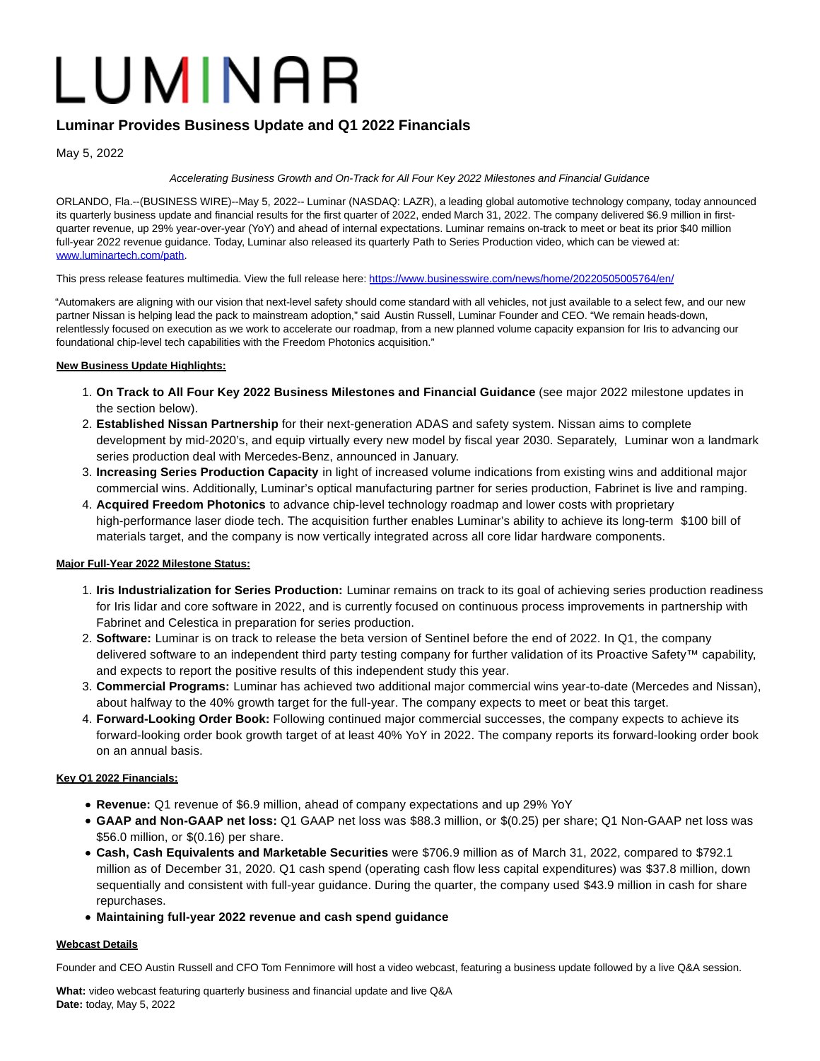# LUMINAR

## Luminar Provides Business Update and Q1 2022 Financials

May 5, 2022

*Accelerating Business Growth and On-Track for All Four Key 2022 Milestones and Financial Guidance*

ORLANDO, Fla.--(BUSINESS WIRE)--May 5, 2022-- Luminar (NASDAQ: LAZR), a leading global automotive technology company, today announced its quarterly business update and financial results for the first quarter of 2022, ended March 31, 2022. The company delivered $6.9 million in first-quarter revenue, up 29% year-over-year (YoY) and ahead of internal expectations. Luminar remains on-track to meet or beat its prior $40 million full-year 2022 revenue guidance. Today, Luminar also released its quarterly Path to Series Production video, which can be viewed at: [www.luminartech.com/path](www.luminartech.com/path).

This press release features multimedia. View the full release here: [https://www.businesswire.com/news/home/20220505005764/en/](https://www.businesswire.com/news/home/20220505005764/en/)

"Automakers are aligning with our vision that next-level safety should come standard with all vehicles, not just available to a select few, and our new partner Nissan is helping lead the pack to mainstream adoption," said Austin Russell, Luminar Founder and CEO. "We remain heads-down, relentlessly focused on execution as we work to accelerate our roadmap, from a new planned volume capacity expansion for Iris to advancing our foundational chip-level tech capabilities with the Freedom Photonics acquisition."

**New Business Update Highlights:**

1. **On Track to All Four Key 2022 Business Milestones and Financial Guidance** (see major 2022 milestone updates in the section below).
2. **Established Nissan Partnership** for their next-generation ADAS and safety system. Nissan aims to complete development by mid-2020's, and equip virtually every new model by fiscal year 2030. Separately, Luminar won a landmark series production deal with Mercedes-Benz, announced in January.
3. **Increasing Series Production Capacity** in light of increased volume indications from existing wins and additional major commercial wins. Additionally, Luminar's optical manufacturing partner for series production, Fabrinet is live and ramping.
4. **Acquired Freedom Photonics** to advance chip-level technology roadmap and lower costs with proprietary high-performance laser diode tech. The acquisition further enables Luminar's ability to achieve its long-term $100 bill of materials target, and the company is now vertically integrated across all core lidar hardware components.

**Major Full-Year 2022 Milestone Status:**

1. **Iris Industrialization for Series Production:** Luminar remains on track to its goal of achieving series production readiness for Iris lidar and core software in 2022, and is currently focused on continuous process improvements in partnership with Fabrinet and Celestica in preparation for series production.
2. **Software:** Luminar is on track to release the beta version of Sentinel before the end of 2022. In Q1, the company delivered software to an independent third party testing company for further validation of its Proactive Safety™ capability, and expects to report the positive results of this independent study this year.
3. **Commercial Programs:** Luminar has achieved two additional major commercial wins year-to-date (Mercedes and Nissan), about halfway to the 40% growth target for the full-year. The company expects to meet or beat this target.
4. **Forward-Looking Order Book:** Following continued major commercial successes, the company expects to achieve its forward-looking order book growth target of at least 40% YoY in 2022. The company reports its forward-looking order book on an annual basis.

**Key Q1 2022 Financials:**

- **Revenue:** Q1 revenue of $6.9 million, ahead of company expectations and up 29% YoY
- **GAAP and Non-GAAP net loss:** Q1 GAAP net loss was $88.3 million, or $(0.25) per share; Q1 Non-GAAP net loss was $56.0 million, or $(0.16) per share.
- **Cash, Cash Equivalents and Marketable Securities** were $706.9 million as of March 31, 2022, compared to $792.1 million as of December 31, 2020. Q1 cash spend (operating cash flow less capital expenditures) was $37.8 million, down sequentially and consistent with full-year guidance. During the quarter, the company used $43.9 million in cash for share repurchases.
- **Maintaining full-year 2022 revenue and cash spend guidance**

**Webcast Details**

Founder and CEO Austin Russell and CFO Tom Fennimore will host a video webcast, featuring a business update followed by a live Q&A session.

**What:** video webcast featuring quarterly business and financial update and live Q&A
**Date:** today, May 5, 2022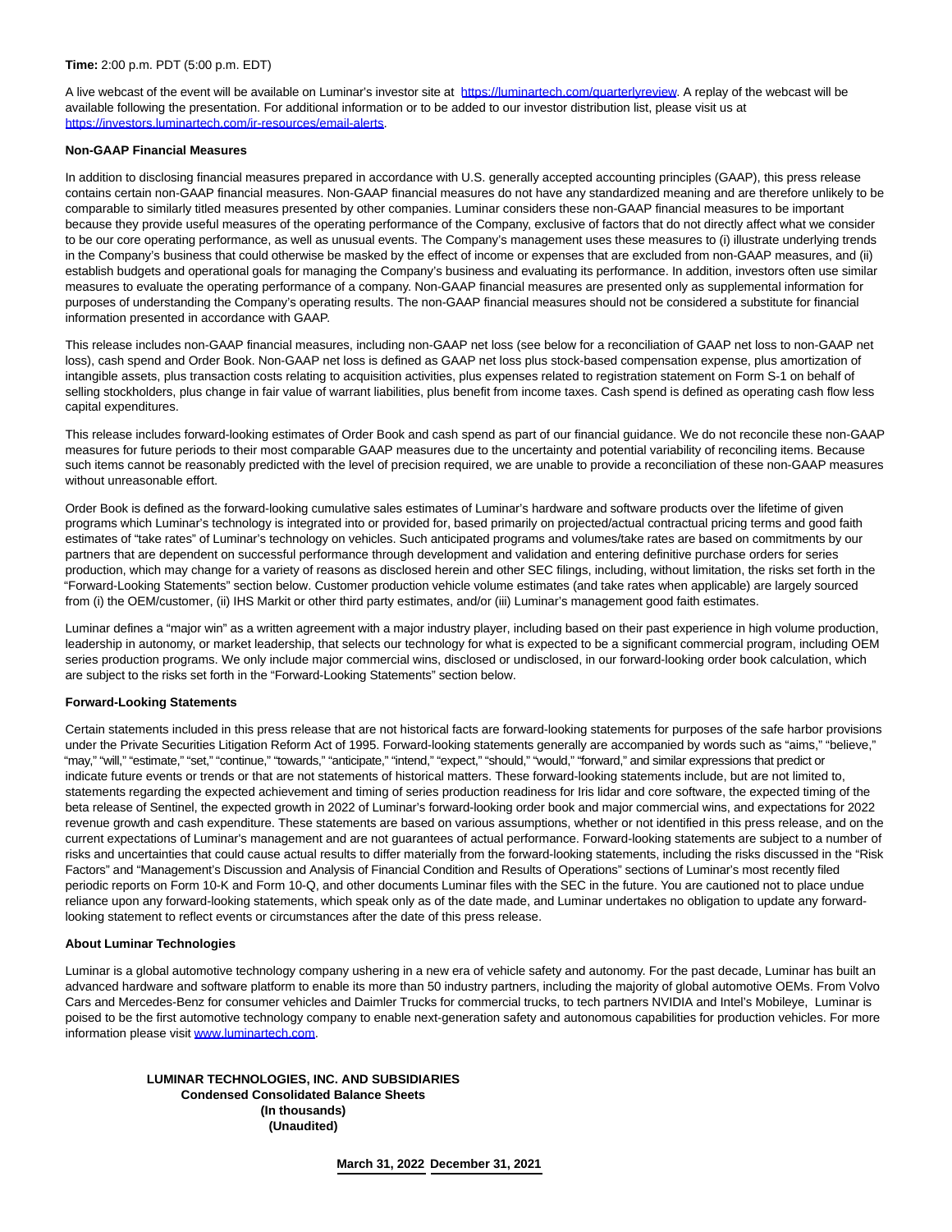**Time:** 2:00 p.m. PDT (5:00 p.m. EDT)

A live webcast of the event will be available on Luminar's investor site at https://luminartech.com/quarterlyreview. A replay of the webcast will be available following the presentation. For additional information or to be added to our investor distribution list, please visit us at https://investors.luminartech.com/ir-resources/email-alerts.

**Non-GAAP Financial Measures**

In addition to disclosing financial measures prepared in accordance with U.S. generally accepted accounting principles (GAAP), this press release contains certain non-GAAP financial measures. Non-GAAP financial measures do not have any standardized meaning and are therefore unlikely to be comparable to similarly titled measures presented by other companies. Luminar considers these non-GAAP financial measures to be important because they provide useful measures of the operating performance of the Company, exclusive of factors that do not directly affect what we consider to be our core operating performance, as well as unusual events. The Company's management uses these measures to (i) illustrate underlying trends in the Company's business that could otherwise be masked by the effect of income or expenses that are excluded from non-GAAP measures, and (ii) establish budgets and operational goals for managing the Company's business and evaluating its performance. In addition, investors often use similar measures to evaluate the operating performance of a company. Non-GAAP financial measures are presented only as supplemental information for purposes of understanding the Company's operating results. The non-GAAP financial measures should not be considered a substitute for financial information presented in accordance with GAAP.

This release includes non-GAAP financial measures, including non-GAAP net loss (see below for a reconciliation of GAAP net loss to non-GAAP net loss), cash spend and Order Book. Non-GAAP net loss is defined as GAAP net loss plus stock-based compensation expense, plus amortization of intangible assets, plus transaction costs relating to acquisition activities, plus expenses related to registration statement on Form S-1 on behalf of selling stockholders, plus change in fair value of warrant liabilities, plus benefit from income taxes. Cash spend is defined as operating cash flow less capital expenditures.

This release includes forward-looking estimates of Order Book and cash spend as part of our financial guidance. We do not reconcile these non-GAAP measures for future periods to their most comparable GAAP measures due to the uncertainty and potential variability of reconciling items. Because such items cannot be reasonably predicted with the level of precision required, we are unable to provide a reconciliation of these non-GAAP measures without unreasonable effort.

Order Book is defined as the forward-looking cumulative sales estimates of Luminar's hardware and software products over the lifetime of given programs which Luminar's technology is integrated into or provided for, based primarily on projected/actual contractual pricing terms and good faith estimates of "take rates" of Luminar's technology on vehicles. Such anticipated programs and volumes/take rates are based on commitments by our partners that are dependent on successful performance through development and validation and entering definitive purchase orders for series production, which may change for a variety of reasons as disclosed herein and other SEC filings, including, without limitation, the risks set forth in the "Forward-Looking Statements" section below. Customer production vehicle volume estimates (and take rates when applicable) are largely sourced from (i) the OEM/customer, (ii) IHS Markit or other third party estimates, and/or (iii) Luminar's management good faith estimates.

Luminar defines a "major win" as a written agreement with a major industry player, including based on their past experience in high volume production, leadership in autonomy, or market leadership, that selects our technology for what is expected to be a significant commercial program, including OEM series production programs. We only include major commercial wins, disclosed or undisclosed, in our forward-looking order book calculation, which are subject to the risks set forth in the "Forward-Looking Statements" section below.

**Forward-Looking Statements**

Certain statements included in this press release that are not historical facts are forward-looking statements for purposes of the safe harbor provisions under the Private Securities Litigation Reform Act of 1995. Forward-looking statements generally are accompanied by words such as "aims," "believe," "may," "will," "estimate," "set," "continue," "towards," "anticipate," "intend," "expect," "should," "would," "forward," and similar expressions that predict or indicate future events or trends or that are not statements of historical matters. These forward-looking statements include, but are not limited to, statements regarding the expected achievement and timing of series production readiness for Iris lidar and core software, the expected timing of the beta release of Sentinel, the expected growth in 2022 of Luminar's forward-looking order book and major commercial wins, and expectations for 2022 revenue growth and cash expenditure. These statements are based on various assumptions, whether or not identified in this press release, and on the current expectations of Luminar's management and are not guarantees of actual performance. Forward-looking statements are subject to a number of risks and uncertainties that could cause actual results to differ materially from the forward-looking statements, including the risks discussed in the "Risk Factors" and "Management's Discussion and Analysis of Financial Condition and Results of Operations" sections of Luminar's most recently filed periodic reports on Form 10-K and Form 10-Q, and other documents Luminar files with the SEC in the future. You are cautioned not to place undue reliance upon any forward-looking statements, which speak only as of the date made, and Luminar undertakes no obligation to update any forward-looking statement to reflect events or circumstances after the date of this press release.

**About Luminar Technologies**

Luminar is a global automotive technology company ushering in a new era of vehicle safety and autonomy. For the past decade, Luminar has built an advanced hardware and software platform to enable its more than 50 industry partners, including the majority of global automotive OEMs. From Volvo Cars and Mercedes-Benz for consumer vehicles and Daimler Trucks for commercial trucks, to tech partners NVIDIA and Intel's Mobileye, Luminar is poised to be the first automotive technology company to enable next-generation safety and autonomous capabilities for production vehicles. For more information please visit www.luminartech.com.

**LUMINAR TECHNOLOGIES, INC. AND SUBSIDIARIES**
**Condensed Consolidated Balance Sheets**
**(In thousands)**
**(Unaudited)**

| | March 31, 2022 | December 31, 2021 |
|---|---|---|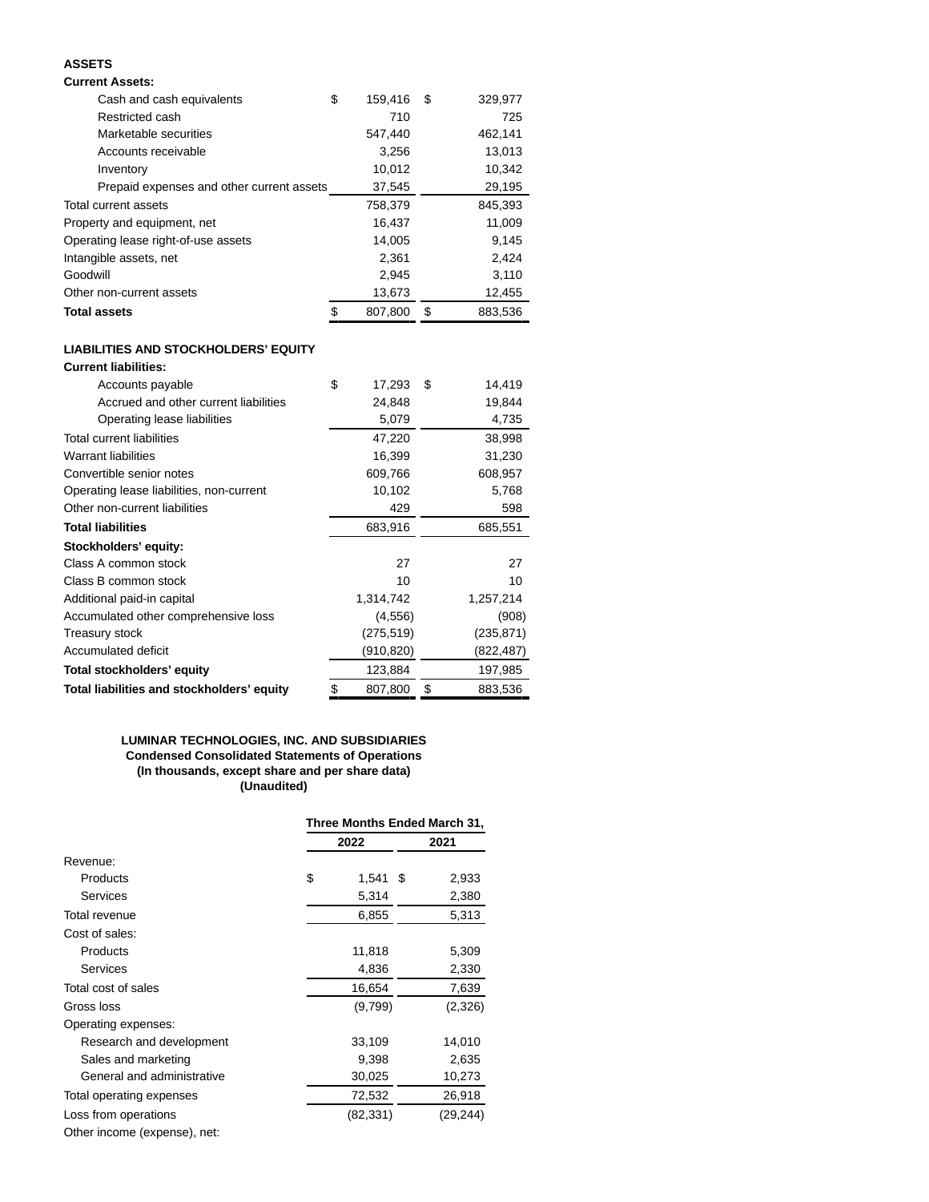| ASSETS | | |
|---|---|---|
| **Current Assets:** | | |
| Cash and cash equivalents | $ 159,416 | $ 329,977 |
| Restricted cash | 710 | 725 |
| Marketable securities | 547,440 | 462,141 |
| Accounts receivable | 3,256 | 13,013 |
| Inventory | 10,012 | 10,342 |
| Prepaid expenses and other current assets | 37,545 | 29,195 |
| Total current assets | 758,379 | 845,393 |
| Property and equipment, net | 16,437 | 11,009 |
| Operating lease right-of-use assets | 14,005 | 9,145 |
| Intangible assets, net | 2,361 | 2,424 |
| Goodwill | 2,945 | 3,110 |
| Other non-current assets | 13,673 | 12,455 |
| **Total assets** | $ 807,800 | $ 883,536 |
| **LIABILITIES AND STOCKHOLDERS' EQUITY** | | |
| **Current liabilities:** | | |
| Accounts payable | $ 17,293 | $ 14,419 |
| Accrued and other current liabilities | 24,848 | 19,844 |
| Operating lease liabilities | 5,079 | 4,735 |
| Total current liabilities | 47,220 | 38,998 |
| Warrant liabilities | 16,399 | 31,230 |
| Convertible senior notes | 609,766 | 608,957 |
| Operating lease liabilities, non-current | 10,102 | 5,768 |
| Other non-current liabilities | 429 | 598 |
| **Total liabilities** | 683,916 | 685,551 |
| **Stockholders' equity:** | | |
| Class A common stock | 27 | 27 |
| Class B common stock | 10 | 10 |
| Additional paid-in capital | 1,314,742 | 1,257,214 |
| Accumulated other comprehensive loss | (4,556) | (908) |
| Treasury stock | (275,519) | (235,871) |
| Accumulated deficit | (910,820) | (822,487) |
| **Total stockholders' equity** | 123,884 | 197,985 |
| **Total liabilities and stockholders' equity** | $ 807,800 | $ 883,536 |

**LUMINAR TECHNOLOGIES, INC. AND SUBSIDIARIES**
**Condensed Consolidated Statements of Operations**
**(In thousands, except share and per share data)**
**(Unaudited)**

| | Three Months Ended March 31, | |
|---|---|---|
| | **2022** | **2021** |
| Revenue: | | |
| Products | $ 1,541 | $ 2,933 |
| Services | 5,314 | 2,380 |
| Total revenue | 6,855 | 5,313 |
| Cost of sales: | | |
| Products | 11,818 | 5,309 |
| Services | 4,836 | 2,330 |
| Total cost of sales | 16,654 | 7,639 |
| Gross loss | (9,799) | (2,326) |
| Operating expenses: | | |
| Research and development | 33,109 | 14,010 |
| Sales and marketing | 9,398 | 2,635 |
| General and administrative | 30,025 | 10,273 |
| Total operating expenses | 72,532 | 26,918 |
| Loss from operations | (82,331) | (29,244) |
| Other income (expense), net: | | |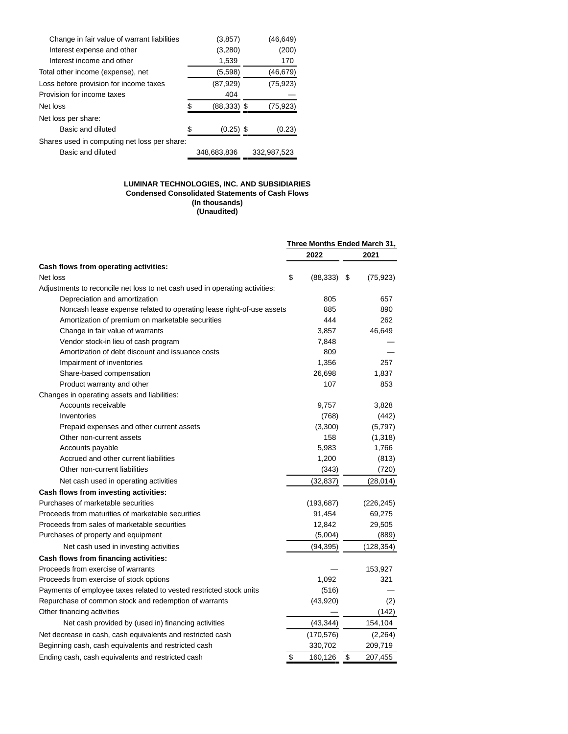| | | |
|---|---|---|
| Change in fair value of warrant liabilities | (3,857) | (46,649) |
| Interest expense and other | (3,280) | (200) |
| Interest income and other | 1,539 | 170 |
| Total other income (expense), net | (5,598) | (46,679) |
| Loss before provision for income taxes | (87,929) | (75,923) |
| Provision for income taxes | 404 | — |
| Net loss | $ (88,333) | $ (75,923) |
| Net loss per share: | | |
| Basic and diluted | $ (0.25) | $ (0.23) |
| Shares used in computing net loss per share: | | |
| Basic and diluted | 348,683,836 | 332,987,523 |

**LUMINAR TECHNOLOGIES, INC. AND SUBSIDIARIES**
**Condensed Consolidated Statements of Cash Flows**
**(In thousands)**
**(Unaudited)**

| | Three Months Ended March 31, | |
|---|---|---|
| | **2022** | **2021** |
| **Cash flows from operating activities:** | | |
| Net loss | $ (88,333) | $ (75,923) |
| Adjustments to reconcile net loss to net cash used in operating activities: | | |
| Depreciation and amortization | 805 | 657 |
| Noncash lease expense related to operating lease right-of-use assets | 885 | 890 |
| Amortization of premium on marketable securities | 444 | 262 |
| Change in fair value of warrants | 3,857 | 46,649 |
| Vendor stock-in lieu of cash program | 7,848 | — |
| Amortization of debt discount and issuance costs | 809 | — |
| Impairment of inventories | 1,356 | 257 |
| Share-based compensation | 26,698 | 1,837 |
| Product warranty and other | 107 | 853 |
| Changes in operating assets and liabilities: | | |
| Accounts receivable | 9,757 | 3,828 |
| Inventories | (768) | (442) |
| Prepaid expenses and other current assets | (3,300) | (5,797) |
| Other non-current assets | 158 | (1,318) |
| Accounts payable | 5,983 | 1,766 |
| Accrued and other current liabilities | 1,200 | (813) |
| Other non-current liabilities | (343) | (720) |
| Net cash used in operating activities | (32,837) | (28,014) |
| **Cash flows from investing activities:** | | |
| Purchases of marketable securities | (193,687) | (226,245) |
| Proceeds from maturities of marketable securities | 91,454 | 69,275 |
| Proceeds from sales of marketable securities | 12,842 | 29,505 |
| Purchases of property and equipment | (5,004) | (889) |
| Net cash used in investing activities | (94,395) | (128,354) |
| **Cash flows from financing activities:** | | |
| Proceeds from exercise of warrants | — | 153,927 |
| Proceeds from exercise of stock options | 1,092 | 321 |
| Payments of employee taxes related to vested restricted stock units | (516) | — |
| Repurchase of common stock and redemption of warrants | (43,920) | (2) |
| Other financing activities | — | (142) |
| Net cash provided by (used in) financing activities | (43,344) | 154,104 |
| Net decrease in cash, cash equivalents and restricted cash | (170,576) | (2,264) |
| Beginning cash, cash equivalents and restricted cash | 330,702 | 209,719 |
| Ending cash, cash equivalents and restricted cash | $ 160,126 | $ 207,455 |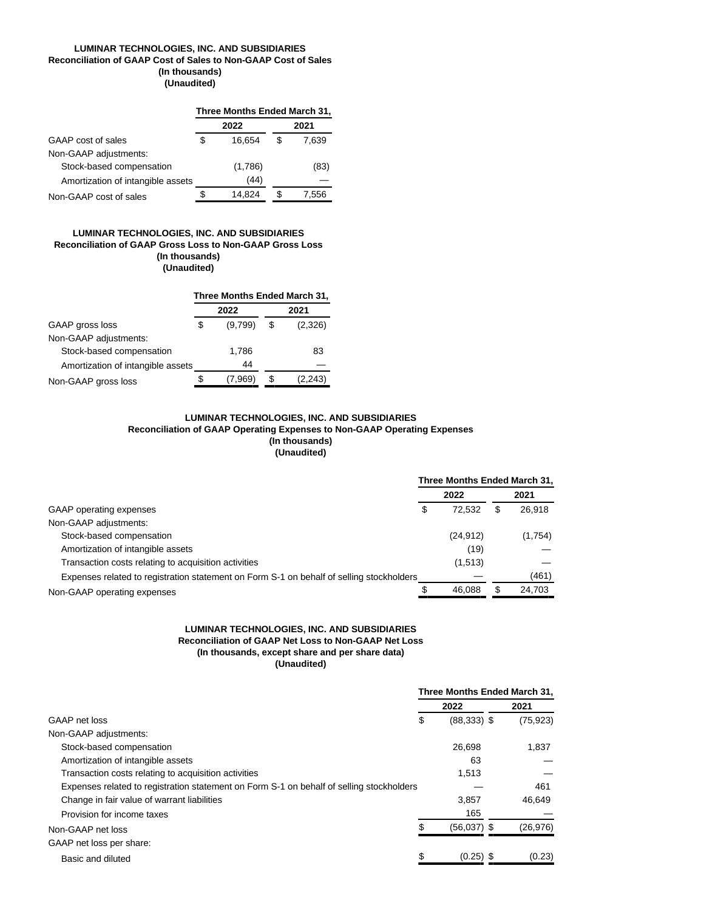**LUMINAR TECHNOLOGIES, INC. AND SUBSIDIARIES**
**Reconciliation of GAAP Cost of Sales to Non-GAAP Cost of Sales**
**(In thousands)**
**(Unaudited)**

| | Three Months Ended March 31, | |
|---|---|---|
| | 2022 | 2021 |
| GAAP cost of sales | $ 16,654 | $ 7,639 |
| Non-GAAP adjustments: | | |
| Stock-based compensation | (1,786) | (83) |
| Amortization of intangible assets | (44) | — |
| Non-GAAP cost of sales | $ 14,824 | $ 7,556 |

**LUMINAR TECHNOLOGIES, INC. AND SUBSIDIARIES**
**Reconciliation of GAAP Gross Loss to Non-GAAP Gross Loss**
**(In thousands)**
**(Unaudited)**

| | Three Months Ended March 31, | |
|---|---|---|
| | 2022 | 2021 |
| GAAP gross loss | $ (9,799) | $ (2,326) |
| Non-GAAP adjustments: | | |
| Stock-based compensation | 1,786 | 83 |
| Amortization of intangible assets | 44 | — |
| Non-GAAP gross loss | $ (7,969) | $ (2,243) |

**LUMINAR TECHNOLOGIES, INC. AND SUBSIDIARIES**
**Reconciliation of GAAP Operating Expenses to Non-GAAP Operating Expenses**
**(In thousands)**
**(Unaudited)**

| | Three Months Ended March 31, | |
|---|---|---|
| | 2022 | 2021 |
| GAAP operating expenses | $ 72,532 | $ 26,918 |
| Non-GAAP adjustments: | | |
| Stock-based compensation | (24,912) | (1,754) |
| Amortization of intangible assets | (19) | — |
| Transaction costs relating to acquisition activities | (1,513) | — |
| Expenses related to registration statement on Form S-1 on behalf of selling stockholders | — | (461) |
| Non-GAAP operating expenses | $ 46,088 | $ 24,703 |

**LUMINAR TECHNOLOGIES, INC. AND SUBSIDIARIES**
**Reconciliation of GAAP Net Loss to Non-GAAP Net Loss**
**(In thousands, except share and per share data)**
**(Unaudited)**

| | Three Months Ended March 31, | |
|---|---|---|
| | 2022 | 2021 |
| GAAP net loss | $ (88,333) | $ (75,923) |
| Non-GAAP adjustments: | | |
| Stock-based compensation | 26,698 | 1,837 |
| Amortization of intangible assets | 63 | — |
| Transaction costs relating to acquisition activities | 1,513 | — |
| Expenses related to registration statement on Form S-1 on behalf of selling stockholders | — | 461 |
| Change in fair value of warrant liabilities | 3,857 | 46,649 |
| Provision for income taxes | 165 | — |
| Non-GAAP net loss | $ (56,037) | $ (26,976) |
| GAAP net loss per share: | | |
| Basic and diluted | $ (0.25) | $ (0.23) |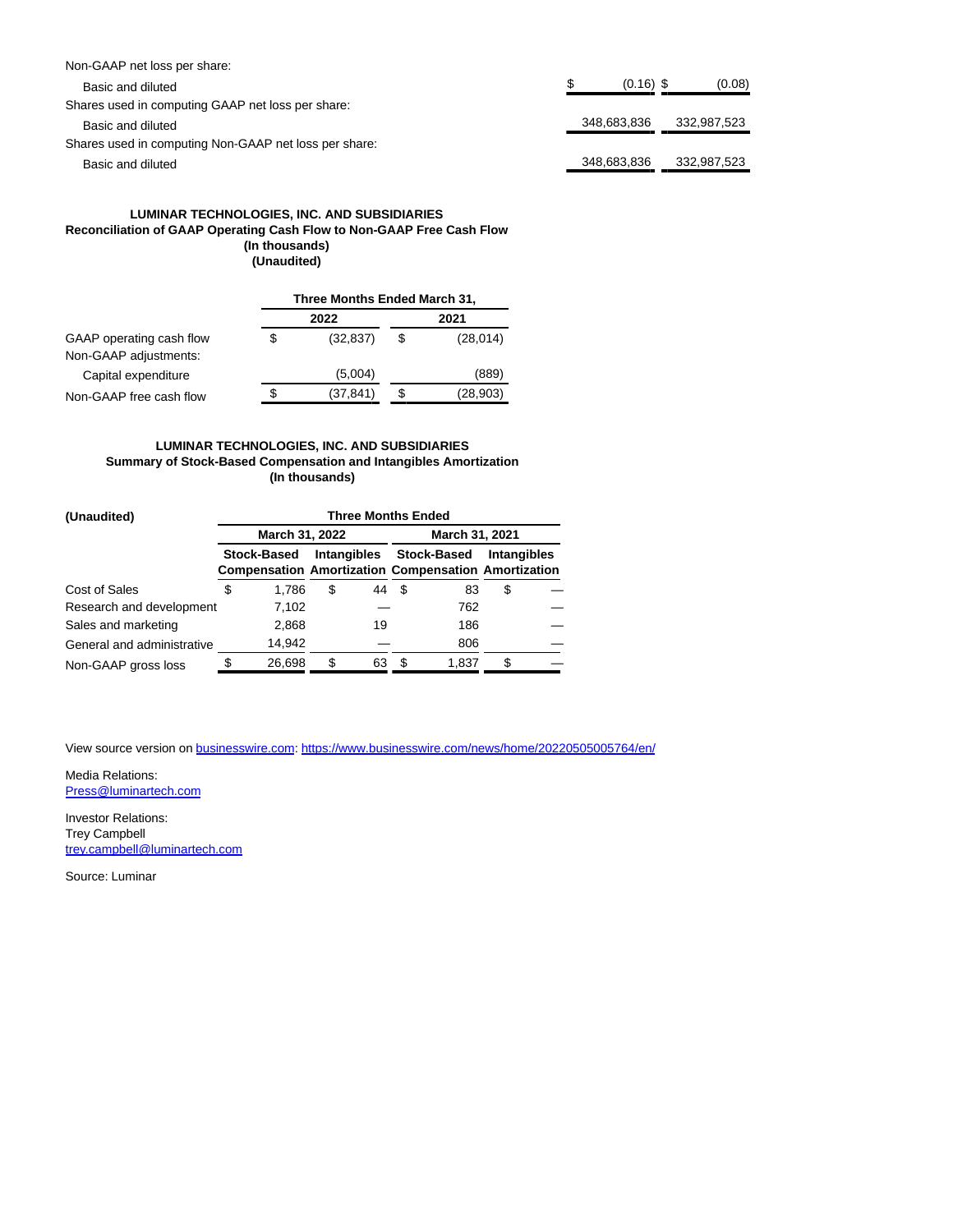| | | |
|---|---|---|
| Non-GAAP net loss per share: | | |
| Basic and diluted | $ (0.16) | $ (0.08) |
| Shares used in computing GAAP net loss per share: | | |
| Basic and diluted | 348,683,836 | 332,987,523 |
| Shares used in computing Non-GAAP net loss per share: | | |
| Basic and diluted | 348,683,836 | 332,987,523 |

**LUMINAR TECHNOLOGIES, INC. AND SUBSIDIARIES**
**Reconciliation of GAAP Operating Cash Flow to Non-GAAP Free Cash Flow**
**(In thousands)**
**(Unaudited)**

| | Three Months Ended March 31, | |
|---|---|---|
| | **2022** | **2021** |
| GAAP operating cash flow | $ (32,837) | $ (28,014) |
| Non-GAAP adjustments: | | |
| Capital expenditure | (5,004) | (889) |
| Non-GAAP free cash flow | $ (37,841) | $ (28,903) |

**LUMINAR TECHNOLOGIES, INC. AND SUBSIDIARIES**
**Summary of Stock-Based Compensation and Intangibles Amortization**
**(In thousands)**

| **(Unaudited)** | **Three Months Ended** | | | |
|---|---|---|---|---|
| | **March 31, 2022** | | **March 31, 2021** | |
| | **Stock-Based Compensation** | **Intangibles Amortization** | **Stock-Based Compensation** | **Intangibles Amortization** |
| Cost of Sales | $ 1,786 | $ 44 | $ 83 | $ — |
| Research and development | 7,102 | — | 762 | — |
| Sales and marketing | 2,868 | 19 | 186 | — |
| General and administrative | 14,942 | — | 806 | — |
| Non-GAAP gross loss | $ 26,698 | $ 63 | $ 1,837 | $ — |

View source version on businesswire.com: https://www.businesswire.com/news/home/20220505005764/en/

Media Relations:
Press@luminartech.com

Investor Relations:
Trey Campbell
trey.campbell@luminartech.com

Source: Luminar